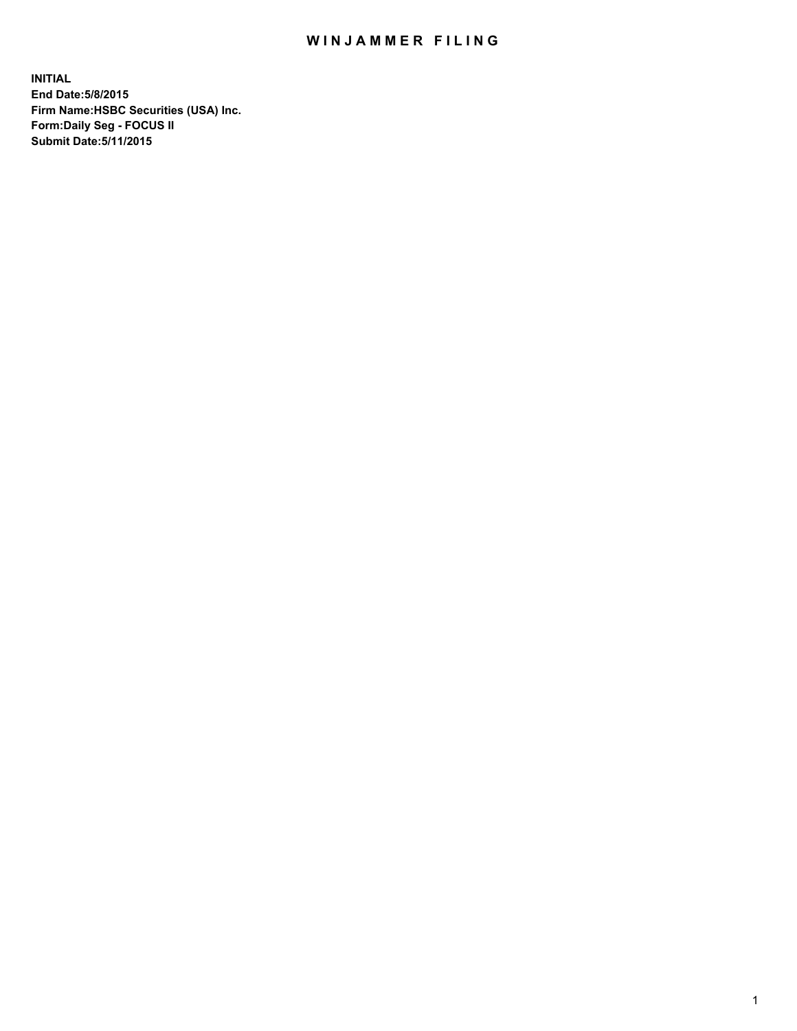# WINJAMMER FILING

**INITIAL**
**End Date:5/8/2015**
**Firm Name:HSBC Securities (USA) Inc.**
**Form:Daily Seg - FOCUS II**
**Submit Date:5/11/2015**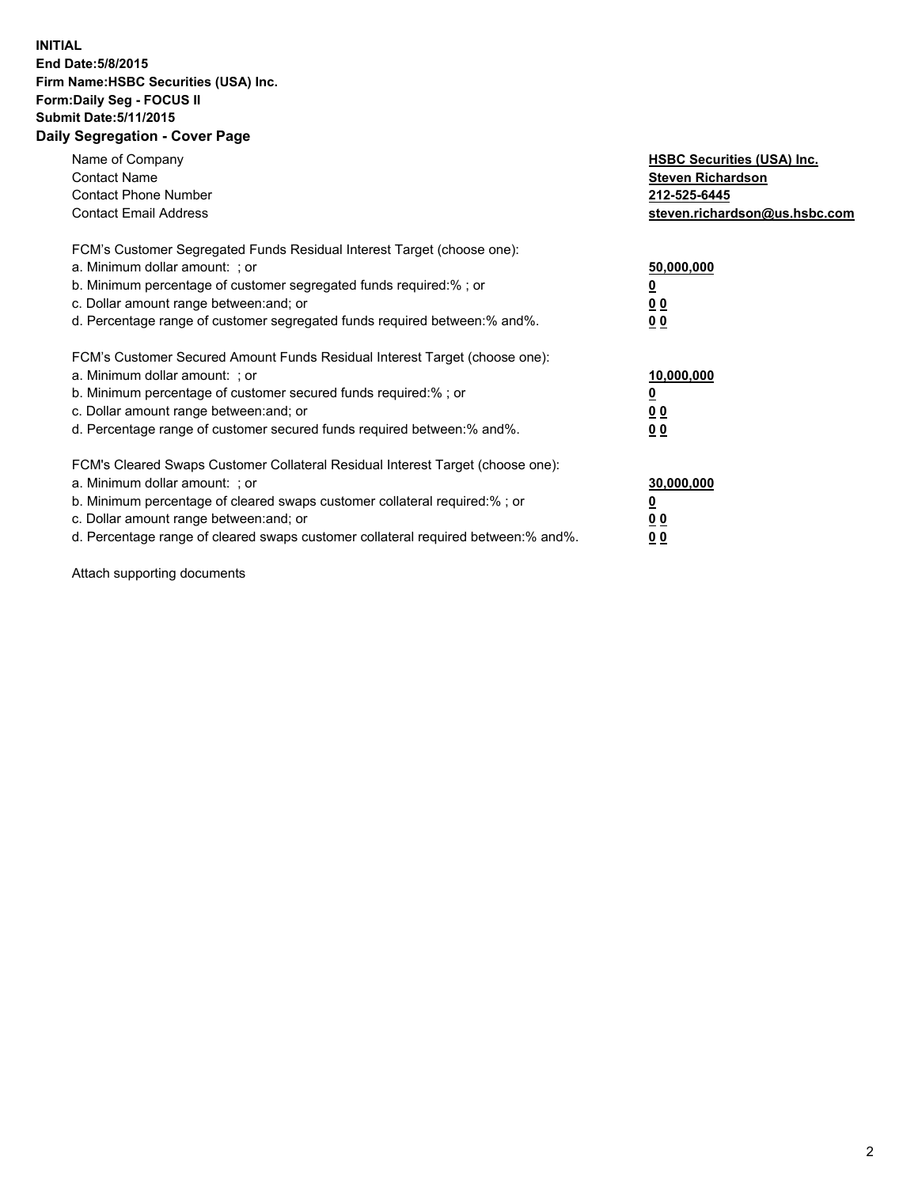**INITIAL**
**End Date:5/8/2015**
**Firm Name:HSBC Securities (USA) Inc.**
**Form:Daily Seg - FOCUS II**
**Submit Date:5/11/2015**

## Daily Segregation - Cover Page

| | |
|---|---|
| Name of Company | **HSBC Securities (USA) Inc.** |
| Contact Name | **Steven Richardson** |
| Contact Phone Number | **212-525-6445** |
| Contact Email Address | **steven.richardson@us.hsbc.com** |

| | |
|---|---|
| FCM's Customer Segregated Funds Residual Interest Target (choose one): | |
| a. Minimum dollar amount: ; or | **50,000,000** |
| b. Minimum percentage of customer segregated funds required:% ; or | **0** |
| c. Dollar amount range between:and; or | **0 0** |
| d. Percentage range of customer segregated funds required between:% and%. | **0 0** |

| | |
|---|---|
| FCM's Customer Secured Amount Funds Residual Interest Target (choose one): | |
| a. Minimum dollar amount: ; or | **10,000,000** |
| b. Minimum percentage of customer secured funds required:% ; or | **0** |
| c. Dollar amount range between:and; or | **0 0** |
| d. Percentage range of customer secured funds required between:% and%. | **0 0** |

| | |
|---|---|
| FCM's Cleared Swaps Customer Collateral Residual Interest Target (choose one): | |
| a. Minimum dollar amount: ; or | **30,000,000** |
| b. Minimum percentage of cleared swaps customer collateral required:% ; or | **0** |
| c. Dollar amount range between:and; or | **0 0** |
| d. Percentage range of cleared swaps customer collateral required between:% and%. | **0 0** |

Attach supporting documents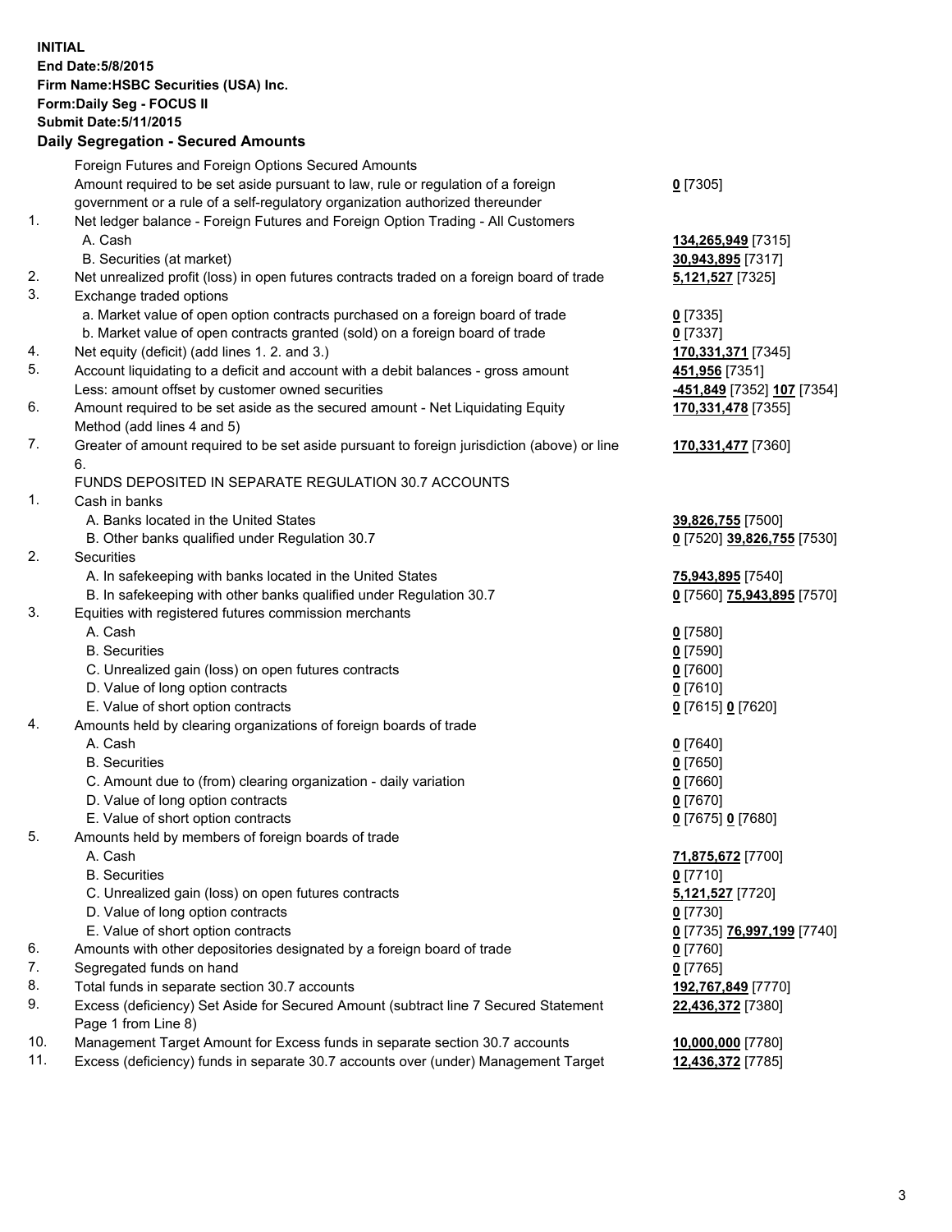**INITIAL**
**End Date:5/8/2015**
**Firm Name:HSBC Securities (USA) Inc.**
**Form:Daily Seg - FOCUS II**
**Submit Date:5/11/2015**

**Daily Segregation - Secured Amounts**

| | | |
|---|---|---|
| | Foreign Futures and Foreign Options Secured Amounts | |
| | Amount required to be set aside pursuant to law, rule or regulation of a foreign government or a rule of a self-regulatory organization authorized thereunder | **0** [7305] |
| 1. | Net ledger balance - Foreign Futures and Foreign Option Trading - All Customers | |
| | A. Cash | **134,265,949** [7315] |
| | B. Securities (at market) | **30,943,895** [7317] |
| 2. | Net unrealized profit (loss) in open futures contracts traded on a foreign board of trade | **5,121,527** [7325] |
| 3. | Exchange traded options | |
| | a. Market value of open option contracts purchased on a foreign board of trade | **0** [7335] |
| | b. Market value of open contracts granted (sold) on a foreign board of trade | **0** [7337] |
| 4. | Net equity (deficit) (add lines 1. 2. and 3.) | **170,331,371** [7345] |
| 5. | Account liquidating to a deficit and account with a debit balances - gross amount | **451,956** [7351] |
| | Less: amount offset by customer owned securities | **-451,849** [7352] **107** [7354] |
| 6. | Amount required to be set aside as the secured amount - Net Liquidating Equity Method (add lines 4 and 5) | **170,331,478** [7355] |
| 7. | Greater of amount required to be set aside pursuant to foreign jurisdiction (above) or line 6. | **170,331,477** [7360] |
| | FUNDS DEPOSITED IN SEPARATE REGULATION 30.7 ACCOUNTS | |
| 1. | Cash in banks | |
| | A. Banks located in the United States | **39,826,755** [7500] |
| | B. Other banks qualified under Regulation 30.7 | **0** [7520] **39,826,755** [7530] |
| 2. | Securities | |
| | A. In safekeeping with banks located in the United States | **75,943,895** [7540] |
| | B. In safekeeping with other banks qualified under Regulation 30.7 | **0** [7560] **75,943,895** [7570] |
| 3. | Equities with registered futures commission merchants | |
| | A. Cash | **0** [7580] |
| | B. Securities | **0** [7590] |
| | C. Unrealized gain (loss) on open futures contracts | **0** [7600] |
| | D. Value of long option contracts | **0** [7610] |
| | E. Value of short option contracts | **0** [7615] **0** [7620] |
| 4. | Amounts held by clearing organizations of foreign boards of trade | |
| | A. Cash | **0** [7640] |
| | B. Securities | **0** [7650] |
| | C. Amount due to (from) clearing organization - daily variation | **0** [7660] |
| | D. Value of long option contracts | **0** [7670] |
| | E. Value of short option contracts | **0** [7675] **0** [7680] |
| 5. | Amounts held by members of foreign boards of trade | |
| | A. Cash | **71,875,672** [7700] |
| | B. Securities | **0** [7710] |
| | C. Unrealized gain (loss) on open futures contracts | **5,121,527** [7720] |
| | D. Value of long option contracts | **0** [7730] |
| | E. Value of short option contracts | **0** [7735] **76,997,199** [7740] |
| 6. | Amounts with other depositories designated by a foreign board of trade | **0** [7760] |
| 7. | Segregated funds on hand | **0** [7765] |
| 8. | Total funds in separate section 30.7 accounts | **192,767,849** [7770] |
| 9. | Excess (deficiency) Set Aside for Secured Amount (subtract line 7 Secured Statement Page 1 from Line 8) | **22,436,372** [7380] |
| 10. | Management Target Amount for Excess funds in separate section 30.7 accounts | **10,000,000** [7780] |
| 11. | Excess (deficiency) funds in separate 30.7 accounts over (under) Management Target | **12,436,372** [7785] |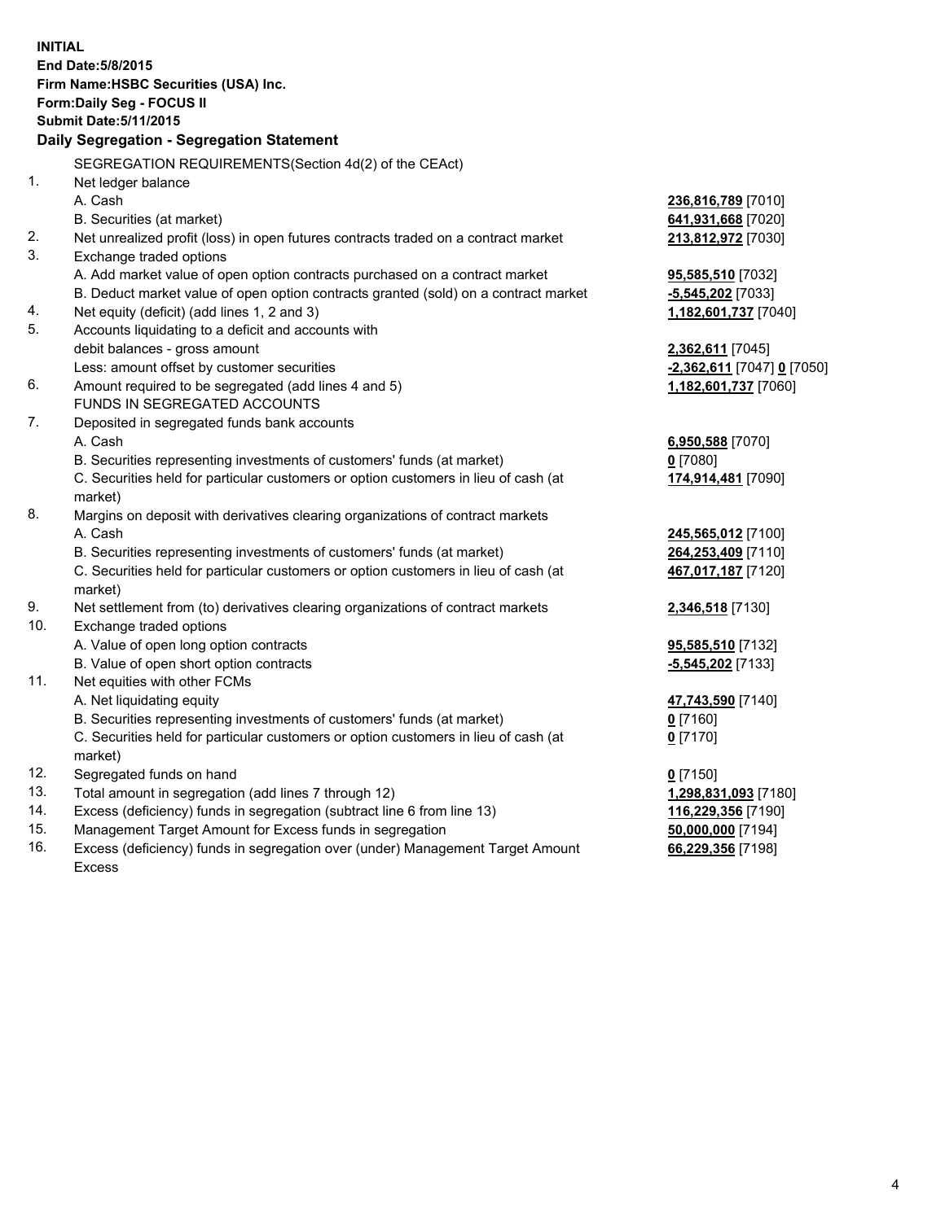**INITIAL**
**End Date:5/8/2015**
**Firm Name:HSBC Securities (USA) Inc.**
**Form:Daily Seg - FOCUS II**
**Submit Date:5/11/2015**

### Daily Segregation - Segregation Statement

| | | |
|---|---|---|
| | SEGREGATION REQUIREMENTS(Section 4d(2) of the CEAct) | |
| 1. | Net ledger balance | |
| | A. Cash | **236,816,789** [7010] |
| | B. Securities (at market) | **641,931,668** [7020] |
| 2. | Net unrealized profit (loss) in open futures contracts traded on a contract market | **213,812,972** [7030] |
| 3. | Exchange traded options | |
| | A. Add market value of open option contracts purchased on a contract market | **95,585,510** [7032] |
| | B. Deduct market value of open option contracts granted (sold) on a contract market | **-5,545,202** [7033] |
| 4. | Net equity (deficit) (add lines 1, 2 and 3) | **1,182,601,737** [7040] |
| 5. | Accounts liquidating to a deficit and accounts with | |
| | debit balances - gross amount | **2,362,611** [7045] |
| | Less: amount offset by customer securities | **-2,362,611** [7047] **0** [7050] |
| 6. | Amount required to be segregated (add lines 4 and 5) | **1,182,601,737** [7060] |
| | FUNDS IN SEGREGATED ACCOUNTS | |
| 7. | Deposited in segregated funds bank accounts | |
| | A. Cash | **6,950,588** [7070] |
| | B. Securities representing investments of customers' funds (at market) | **0** [7080] |
| | C. Securities held for particular customers or option customers in lieu of cash (at market) | **174,914,481** [7090] |
| 8. | Margins on deposit with derivatives clearing organizations of contract markets | |
| | A. Cash | **245,565,012** [7100] |
| | B. Securities representing investments of customers' funds (at market) | **264,253,409** [7110] |
| | C. Securities held for particular customers or option customers in lieu of cash (at market) | **467,017,187** [7120] |
| 9. | Net settlement from (to) derivatives clearing organizations of contract markets | **2,346,518** [7130] |
| 10. | Exchange traded options | |
| | A. Value of open long option contracts | **95,585,510** [7132] |
| | B. Value of open short option contracts | **-5,545,202** [7133] |
| 11. | Net equities with other FCMs | |
| | A. Net liquidating equity | **47,743,590** [7140] |
| | B. Securities representing investments of customers' funds (at market) | **0** [7160] |
| | C. Securities held for particular customers or option customers in lieu of cash (at market) | **0** [7170] |
| 12. | Segregated funds on hand | **0** [7150] |
| 13. | Total amount in segregation (add lines 7 through 12) | **1,298,831,093** [7180] |
| 14. | Excess (deficiency) funds in segregation (subtract line 6 from line 13) | **116,229,356** [7190] |
| 15. | Management Target Amount for Excess funds in segregation | **50,000,000** [7194] |
| 16. | Excess (deficiency) funds in segregation over (under) Management Target Amount Excess | **66,229,356** [7198] |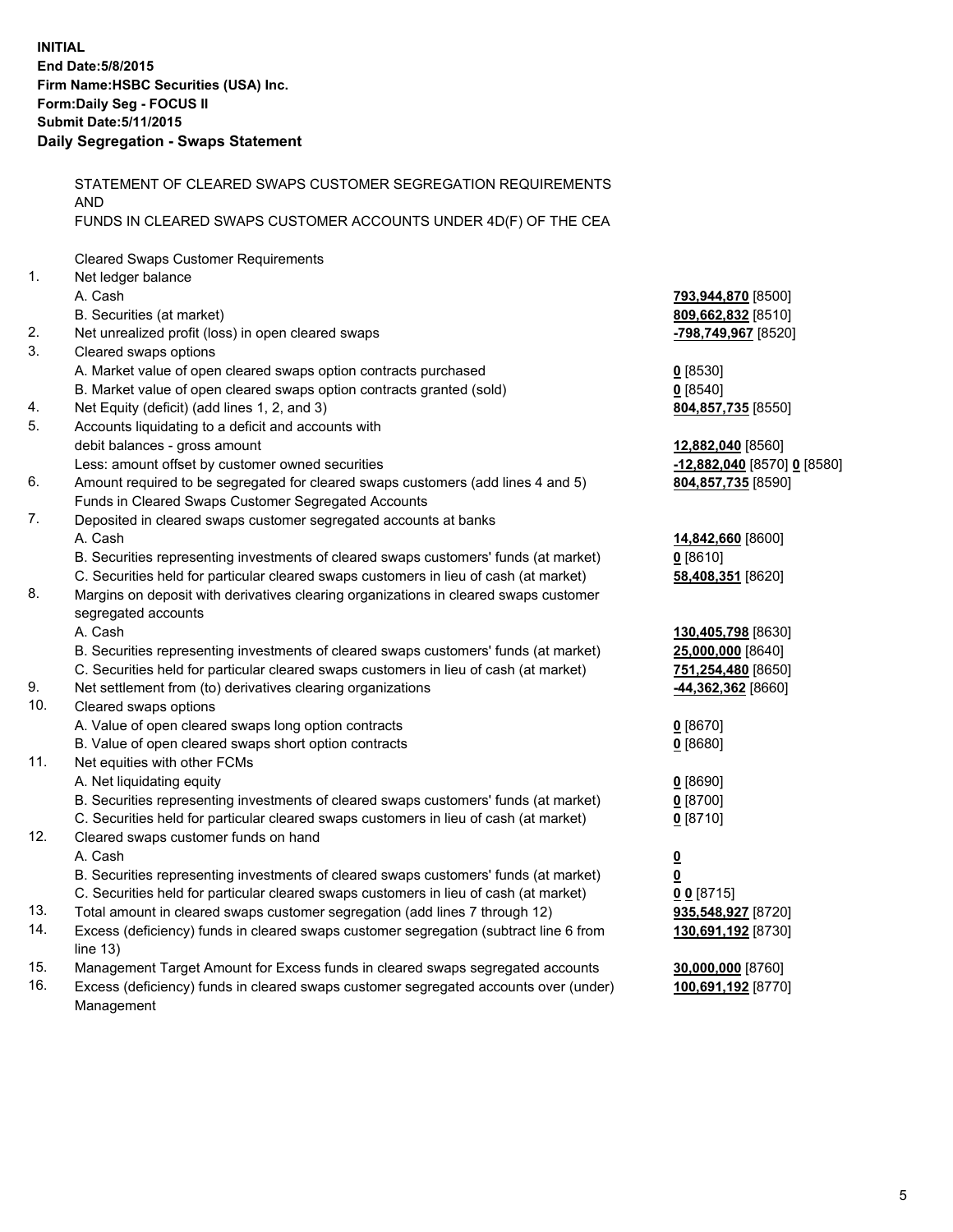**INITIAL**
**End Date:5/8/2015**
**Firm Name:HSBC Securities (USA) Inc.**
**Form:Daily Seg - FOCUS II**
**Submit Date:5/11/2015**
**Daily Segregation - Swaps Statement**

STATEMENT OF CLEARED SWAPS CUSTOMER SEGREGATION REQUIREMENTS AND FUNDS IN CLEARED SWAPS CUSTOMER ACCOUNTS UNDER 4D(F) OF THE CEA

| | | |
|---|---|---|
| | Cleared Swaps Customer Requirements | |
| 1. | Net ledger balance | |
| | A. Cash | **793,944,870** [8500] |
| | B. Securities (at market) | **809,662,832** [8510] |
| 2. | Net unrealized profit (loss) in open cleared swaps | **-798,749,967** [8520] |
| 3. | Cleared swaps options | |
| | A. Market value of open cleared swaps option contracts purchased | **0** [8530] |
| | B. Market value of open cleared swaps option contracts granted (sold) | **0** [8540] |
| 4. | Net Equity (deficit) (add lines 1, 2, and 3) | **804,857,735** [8550] |
| 5. | Accounts liquidating to a deficit and accounts with | |
| | debit balances - gross amount | **12,882,040** [8560] |
| | Less: amount offset by customer owned securities | **-12,882,040** [8570] **0** [8580] |
| 6. | Amount required to be segregated for cleared swaps customers (add lines 4 and 5) | **804,857,735** [8590] |
| | Funds in Cleared Swaps Customer Segregated Accounts | |
| 7. | Deposited in cleared swaps customer segregated accounts at banks | |
| | A. Cash | **14,842,660** [8600] |
| | B. Securities representing investments of cleared swaps customers' funds (at market) | **0** [8610] |
| | C. Securities held for particular cleared swaps customers in lieu of cash (at market) | **58,408,351** [8620] |
| 8. | Margins on deposit with derivatives clearing organizations in cleared swaps customer segregated accounts | |
| | A. Cash | **130,405,798** [8630] |
| | B. Securities representing investments of cleared swaps customers' funds (at market) | **25,000,000** [8640] |
| | C. Securities held for particular cleared swaps customers in lieu of cash (at market) | **751,254,480** [8650] |
| 9. | Net settlement from (to) derivatives clearing organizations | **-44,362,362** [8660] |
| 10. | Cleared swaps options | |
| | A. Value of open cleared swaps long option contracts | **0** [8670] |
| | B. Value of open cleared swaps short option contracts | **0** [8680] |
| 11. | Net equities with other FCMs | |
| | A. Net liquidating equity | **0** [8690] |
| | B. Securities representing investments of cleared swaps customers' funds (at market) | **0** [8700] |
| | C. Securities held for particular cleared swaps customers in lieu of cash (at market) | **0** [8710] |
| 12. | Cleared swaps customer funds on hand | |
| | A. Cash | **0** |
| | B. Securities representing investments of cleared swaps customers' funds (at market) | **0** |
| | C. Securities held for particular cleared swaps customers in lieu of cash (at market) | **0** **0** [8715] |
| 13. | Total amount in cleared swaps customer segregation (add lines 7 through 12) | **935,548,927** [8720] |
| 14. | Excess (deficiency) funds in cleared swaps customer segregation (subtract line 6 from line 13) | **130,691,192** [8730] |
| 15. | Management Target Amount for Excess funds in cleared swaps segregated accounts | **30,000,000** [8760] |
| 16. | Excess (deficiency) funds in cleared swaps customer segregated accounts over (under) Management | **100,691,192** [8770] |